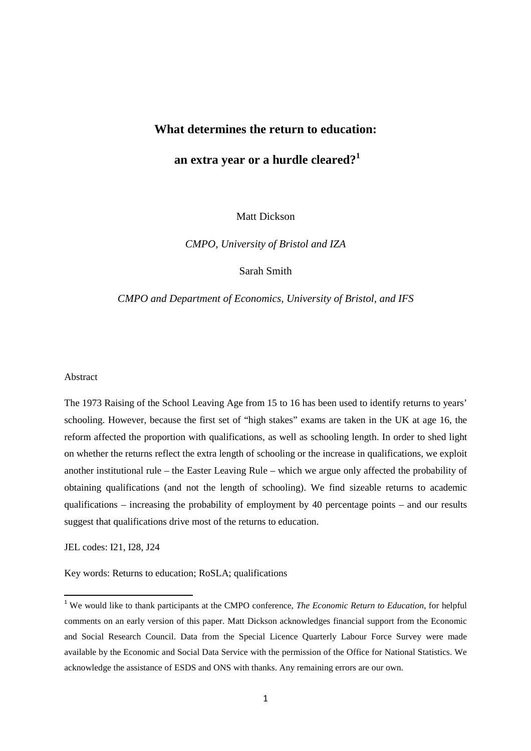# What determines the return to education: an extra year or a hurdle cleared?[1]

Matt Dickson

*CMPO, University of Bristol and IZA*

Sarah Smith

*CMPO and Department of Economics, University of Bristol, and IFS*

Abstract

The 1973 Raising of the School Leaving Age from 15 to 16 has been used to identify returns to years' schooling. However, because the first set of "high stakes" exams are taken in the UK at age 16, the reform affected the proportion with qualifications, as well as schooling length. In order to shed light on whether the returns reflect the extra length of schooling or the increase in qualifications, we exploit another institutional rule – the Easter Leaving Rule – which we argue only affected the probability of obtaining qualifications (and not the length of schooling). We find sizeable returns to academic qualifications – increasing the probability of employment by 40 percentage points – and our results suggest that qualifications drive most of the returns to education.

JEL codes: I21, I28, J24

Key words: Returns to education; RoSLA; qualifications

[1] We would like to thank participants at the CMPO conference, *The Economic Return to Education*, for helpful comments on an early version of this paper. Matt Dickson acknowledges financial support from the Economic and Social Research Council. Data from the Special Licence Quarterly Labour Force Survey were made available by the Economic and Social Data Service with the permission of the Office for National Statistics. We acknowledge the assistance of ESDS and ONS with thanks. Any remaining errors are our own.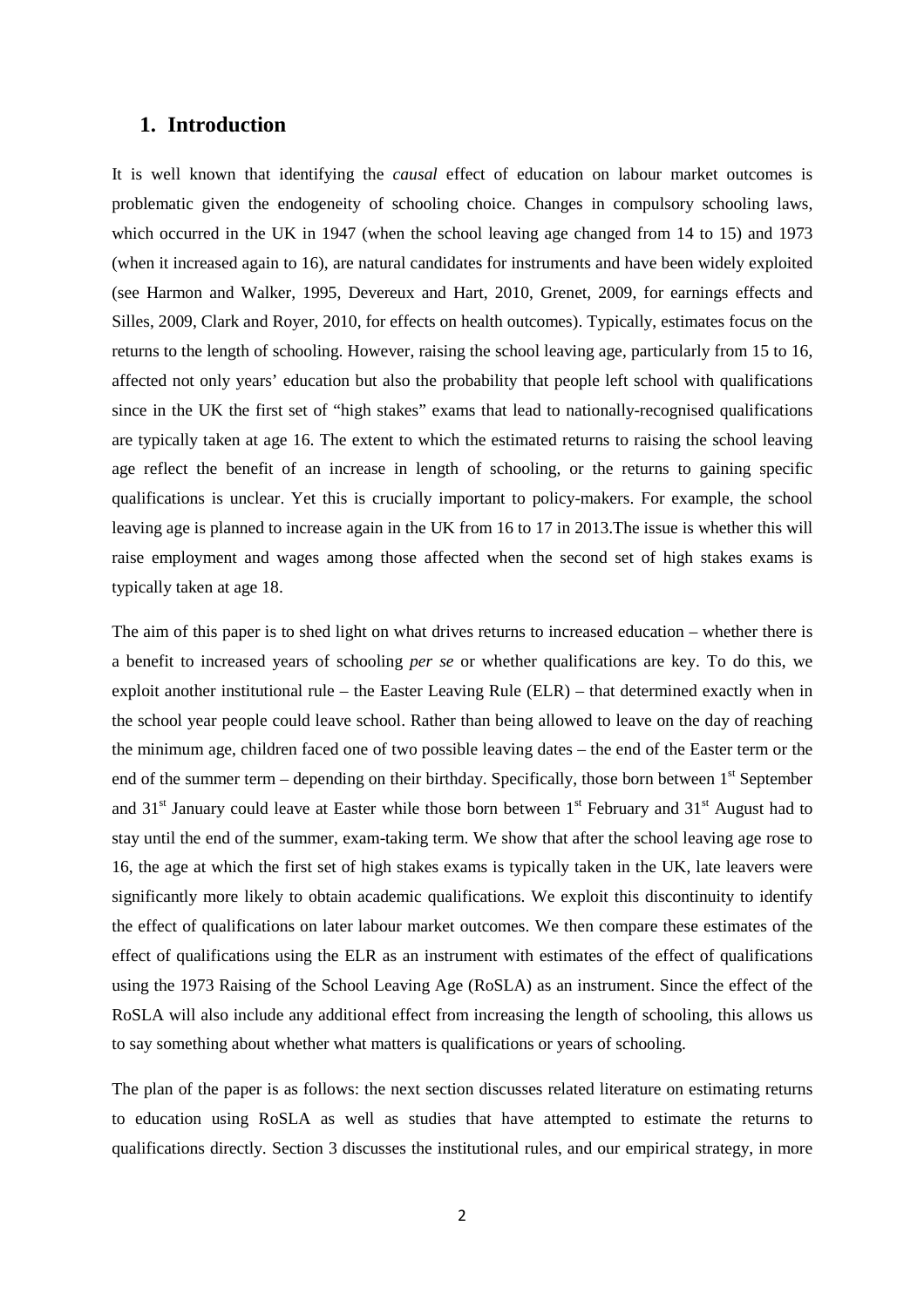## 1. Introduction

It is well known that identifying the *causal* effect of education on labour market outcomes is problematic given the endogeneity of schooling choice. Changes in compulsory schooling laws, which occurred in the UK in 1947 (when the school leaving age changed from 14 to 15) and 1973 (when it increased again to 16), are natural candidates for instruments and have been widely exploited (see Harmon and Walker, 1995, Devereux and Hart, 2010, Grenet, 2009, for earnings effects and Silles, 2009, Clark and Royer, 2010, for effects on health outcomes). Typically, estimates focus on the returns to the length of schooling. However, raising the school leaving age, particularly from 15 to 16, affected not only years' education but also the probability that people left school with qualifications since in the UK the first set of "high stakes" exams that lead to nationally-recognised qualifications are typically taken at age 16. The extent to which the estimated returns to raising the school leaving age reflect the benefit of an increase in length of schooling, or the returns to gaining specific qualifications is unclear. Yet this is crucially important to policy-makers. For example, the school leaving age is planned to increase again in the UK from 16 to 17 in 2013.The issue is whether this will raise employment and wages among those affected when the second set of high stakes exams is typically taken at age 18.

The aim of this paper is to shed light on what drives returns to increased education – whether there is a benefit to increased years of schooling *per se* or whether qualifications are key. To do this, we exploit another institutional rule – the Easter Leaving Rule (ELR) – that determined exactly when in the school year people could leave school. Rather than being allowed to leave on the day of reaching the minimum age, children faced one of two possible leaving dates – the end of the Easter term or the end of the summer term – depending on their birthday. Specifically, those born between 1st September and 31st January could leave at Easter while those born between 1st February and 31st August had to stay until the end of the summer, exam-taking term. We show that after the school leaving age rose to 16, the age at which the first set of high stakes exams is typically taken in the UK, late leavers were significantly more likely to obtain academic qualifications. We exploit this discontinuity to identify the effect of qualifications on later labour market outcomes. We then compare these estimates of the effect of qualifications using the ELR as an instrument with estimates of the effect of qualifications using the 1973 Raising of the School Leaving Age (RoSLA) as an instrument. Since the effect of the RoSLA will also include any additional effect from increasing the length of schooling, this allows us to say something about whether what matters is qualifications or years of schooling.

The plan of the paper is as follows: the next section discusses related literature on estimating returns to education using RoSLA as well as studies that have attempted to estimate the returns to qualifications directly. Section 3 discusses the institutional rules, and our empirical strategy, in more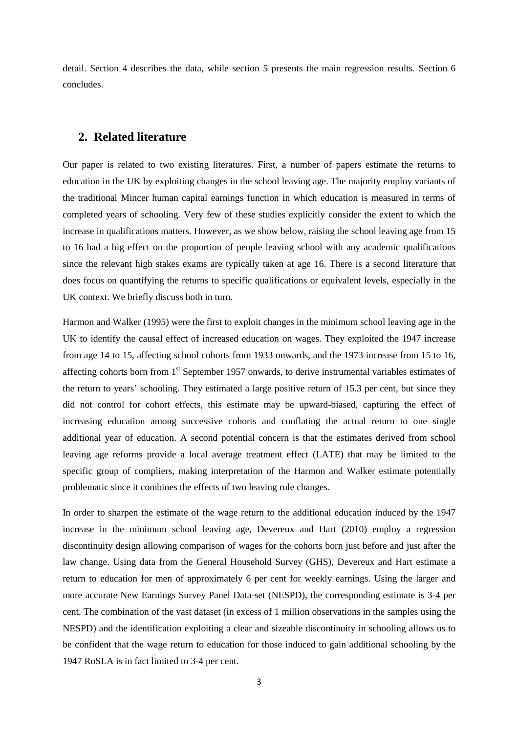detail. Section 4 describes the data, while section 5 presents the main regression results. Section 6 concludes.

## 2. Related literature

Our paper is related to two existing literatures. First, a number of papers estimate the returns to education in the UK by exploiting changes in the school leaving age. The majority employ variants of the traditional Mincer human capital earnings function in which education is measured in terms of completed years of schooling. Very few of these studies explicitly consider the extent to which the increase in qualifications matters. However, as we show below, raising the school leaving age from 15 to 16 had a big effect on the proportion of people leaving school with any academic qualifications since the relevant high stakes exams are typically taken at age 16. There is a second literature that does focus on quantifying the returns to specific qualifications or equivalent levels, especially in the UK context. We briefly discuss both in turn.

Harmon and Walker (1995) were the first to exploit changes in the minimum school leaving age in the UK to identify the causal effect of increased education on wages. They exploited the 1947 increase from age 14 to 15, affecting school cohorts from 1933 onwards, and the 1973 increase from 15 to 16, affecting cohorts born from 1st September 1957 onwards, to derive instrumental variables estimates of the return to years' schooling. They estimated a large positive return of 15.3 per cent, but since they did not control for cohort effects, this estimate may be upward-biased, capturing the effect of increasing education among successive cohorts and conflating the actual return to one single additional year of education. A second potential concern is that the estimates derived from school leaving age reforms provide a local average treatment effect (LATE) that may be limited to the specific group of compliers, making interpretation of the Harmon and Walker estimate potentially problematic since it combines the effects of two leaving rule changes.

In order to sharpen the estimate of the wage return to the additional education induced by the 1947 increase in the minimum school leaving age, Devereux and Hart (2010) employ a regression discontinuity design allowing comparison of wages for the cohorts born just before and just after the law change. Using data from the General Household Survey (GHS), Devereux and Hart estimate a return to education for men of approximately 6 per cent for weekly earnings. Using the larger and more accurate New Earnings Survey Panel Data-set (NESPD), the corresponding estimate is 3-4 per cent. The combination of the vast dataset (in excess of 1 million observations in the samples using the NESPD) and the identification exploiting a clear and sizeable discontinuity in schooling allows us to be confident that the wage return to education for those induced to gain additional schooling by the 1947 RoSLA is in fact limited to 3-4 per cent.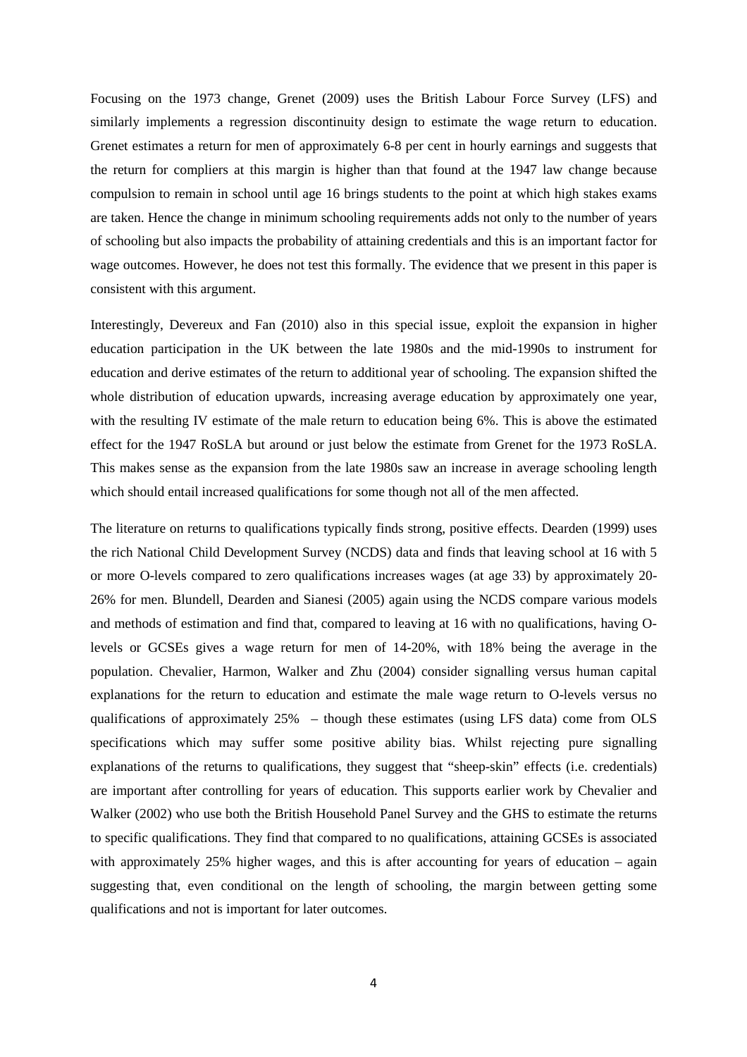Focusing on the 1973 change, Grenet (2009) uses the British Labour Force Survey (LFS) and similarly implements a regression discontinuity design to estimate the wage return to education. Grenet estimates a return for men of approximately 6-8 per cent in hourly earnings and suggests that the return for compliers at this margin is higher than that found at the 1947 law change because compulsion to remain in school until age 16 brings students to the point at which high stakes exams are taken. Hence the change in minimum schooling requirements adds not only to the number of years of schooling but also impacts the probability of attaining credentials and this is an important factor for wage outcomes. However, he does not test this formally. The evidence that we present in this paper is consistent with this argument.

Interestingly, Devereux and Fan (2010) also in this special issue, exploit the expansion in higher education participation in the UK between the late 1980s and the mid-1990s to instrument for education and derive estimates of the return to additional year of schooling. The expansion shifted the whole distribution of education upwards, increasing average education by approximately one year, with the resulting IV estimate of the male return to education being 6%. This is above the estimated effect for the 1947 RoSLA but around or just below the estimate from Grenet for the 1973 RoSLA. This makes sense as the expansion from the late 1980s saw an increase in average schooling length which should entail increased qualifications for some though not all of the men affected.

The literature on returns to qualifications typically finds strong, positive effects. Dearden (1999) uses the rich National Child Development Survey (NCDS) data and finds that leaving school at 16 with 5 or more O-levels compared to zero qualifications increases wages (at age 33) by approximately 20-26% for men. Blundell, Dearden and Sianesi (2005) again using the NCDS compare various models and methods of estimation and find that, compared to leaving at 16 with no qualifications, having O-levels or GCSEs gives a wage return for men of 14-20%, with 18% being the average in the population. Chevalier, Harmon, Walker and Zhu (2004) consider signalling versus human capital explanations for the return to education and estimate the male wage return to O-levels versus no qualifications of approximately 25% – though these estimates (using LFS data) come from OLS specifications which may suffer some positive ability bias. Whilst rejecting pure signalling explanations of the returns to qualifications, they suggest that "sheep-skin" effects (i.e. credentials) are important after controlling for years of education. This supports earlier work by Chevalier and Walker (2002) who use both the British Household Panel Survey and the GHS to estimate the returns to specific qualifications. They find that compared to no qualifications, attaining GCSEs is associated with approximately 25% higher wages, and this is after accounting for years of education – again suggesting that, even conditional on the length of schooling, the margin between getting some qualifications and not is important for later outcomes.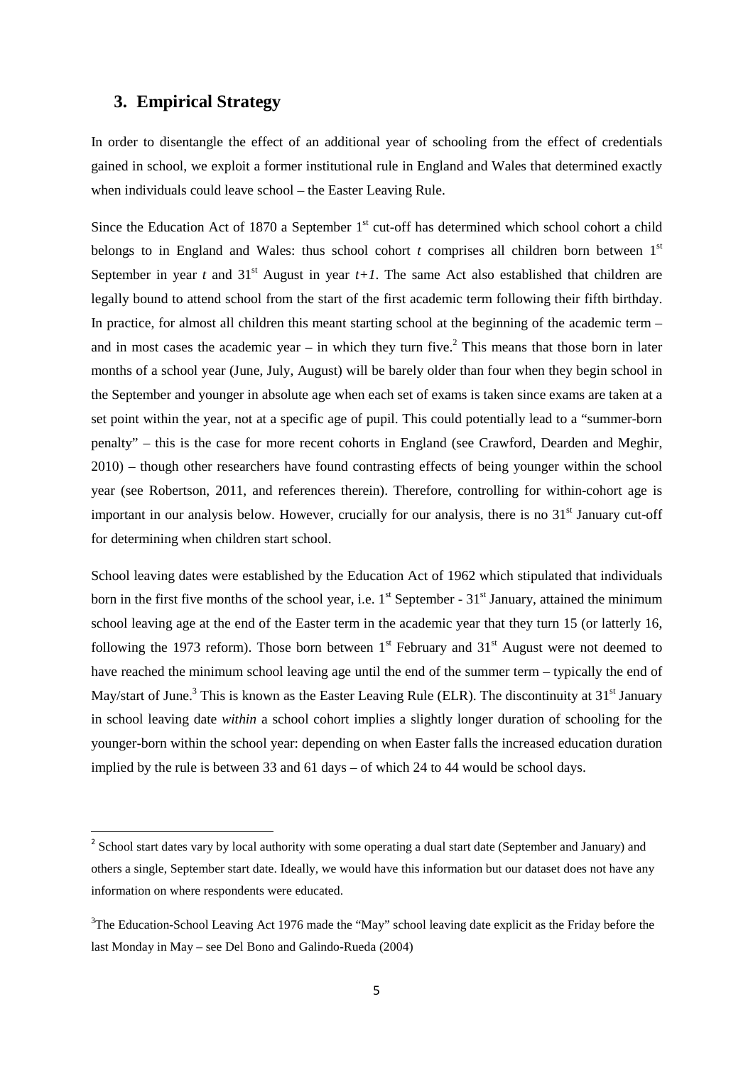## 3. Empirical Strategy

In order to disentangle the effect of an additional year of schooling from the effect of credentials gained in school, we exploit a former institutional rule in England and Wales that determined exactly when individuals could leave school – the Easter Leaving Rule.

Since the Education Act of 1870 a September 1st cut-off has determined which school cohort a child belongs to in England and Wales: thus school cohort *t* comprises all children born between 1st September in year *t* and 31st August in year *t+1*. The same Act also established that children are legally bound to attend school from the start of the first academic term following their fifth birthday. In practice, for almost all children this meant starting school at the beginning of the academic term – and in most cases the academic year – in which they turn five.[2] This means that those born in later months of a school year (June, July, August) will be barely older than four when they begin school in the September and younger in absolute age when each set of exams is taken since exams are taken at a set point within the year, not at a specific age of pupil. This could potentially lead to a "summer-born penalty" – this is the case for more recent cohorts in England (see Crawford, Dearden and Meghir, 2010) – though other researchers have found contrasting effects of being younger within the school year (see Robertson, 2011, and references therein). Therefore, controlling for within-cohort age is important in our analysis below. However, crucially for our analysis, there is no 31st January cut-off for determining when children start school.

School leaving dates were established by the Education Act of 1962 which stipulated that individuals born in the first five months of the school year, i.e. 1st September - 31st January, attained the minimum school leaving age at the end of the Easter term in the academic year that they turn 15 (or latterly 16, following the 1973 reform). Those born between 1st February and 31st August were not deemed to have reached the minimum school leaving age until the end of the summer term – typically the end of May/start of June.[3] This is known as the Easter Leaving Rule (ELR). The discontinuity at 31st January in school leaving date *within* a school cohort implies a slightly longer duration of schooling for the younger-born within the school year: depending on when Easter falls the increased education duration implied by the rule is between 33 and 61 days – of which 24 to 44 would be school days.

---

[2] School start dates vary by local authority with some operating a dual start date (September and January) and others a single, September start date. Ideally, we would have this information but our dataset does not have any information on where respondents were educated.

[3] The Education-School Leaving Act 1976 made the "May" school leaving date explicit as the Friday before the last Monday in May – see Del Bono and Galindo-Rueda (2004)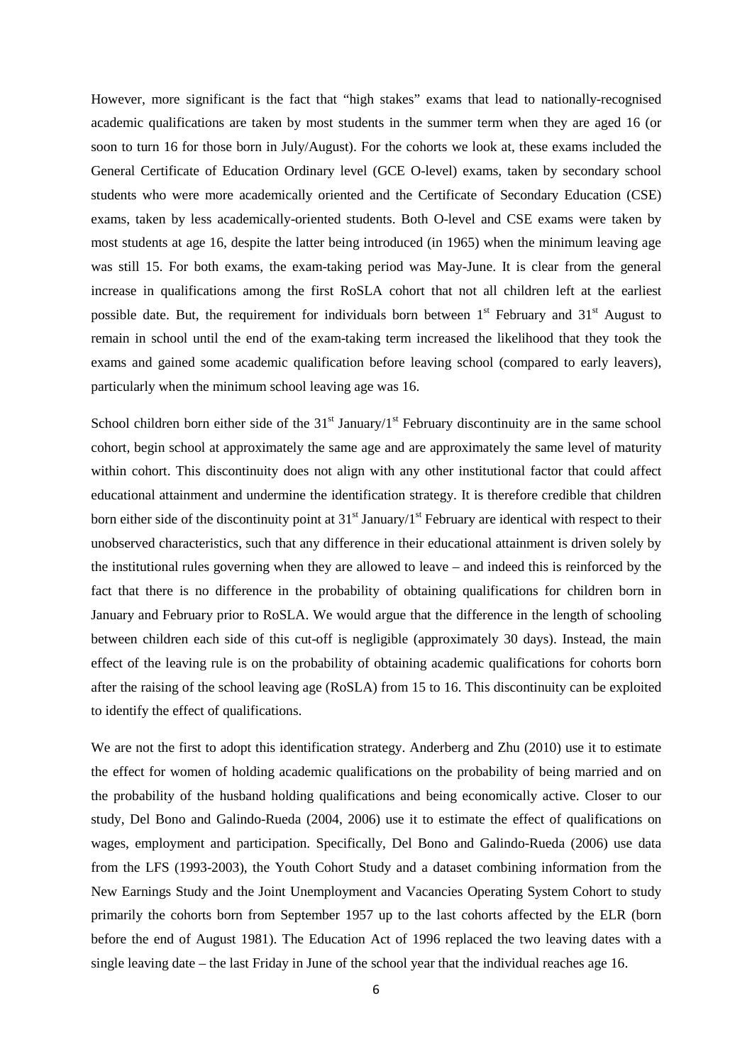However, more significant is the fact that "high stakes" exams that lead to nationally-recognised academic qualifications are taken by most students in the summer term when they are aged 16 (or soon to turn 16 for those born in July/August). For the cohorts we look at, these exams included the General Certificate of Education Ordinary level (GCE O-level) exams, taken by secondary school students who were more academically oriented and the Certificate of Secondary Education (CSE) exams, taken by less academically-oriented students. Both O-level and CSE exams were taken by most students at age 16, despite the latter being introduced (in 1965) when the minimum leaving age was still 15. For both exams, the exam-taking period was May-June. It is clear from the general increase in qualifications among the first RoSLA cohort that not all children left at the earliest possible date. But, the requirement for individuals born between 1st February and 31st August to remain in school until the end of the exam-taking term increased the likelihood that they took the exams and gained some academic qualification before leaving school (compared to early leavers), particularly when the minimum school leaving age was 16.

School children born either side of the 31st January/1st February discontinuity are in the same school cohort, begin school at approximately the same age and are approximately the same level of maturity within cohort. This discontinuity does not align with any other institutional factor that could affect educational attainment and undermine the identification strategy. It is therefore credible that children born either side of the discontinuity point at 31st January/1st February are identical with respect to their unobserved characteristics, such that any difference in their educational attainment is driven solely by the institutional rules governing when they are allowed to leave – and indeed this is reinforced by the fact that there is no difference in the probability of obtaining qualifications for children born in January and February prior to RoSLA. We would argue that the difference in the length of schooling between children each side of this cut-off is negligible (approximately 30 days). Instead, the main effect of the leaving rule is on the probability of obtaining academic qualifications for cohorts born after the raising of the school leaving age (RoSLA) from 15 to 16. This discontinuity can be exploited to identify the effect of qualifications.

We are not the first to adopt this identification strategy. Anderberg and Zhu (2010) use it to estimate the effect for women of holding academic qualifications on the probability of being married and on the probability of the husband holding qualifications and being economically active. Closer to our study, Del Bono and Galindo-Rueda (2004, 2006) use it to estimate the effect of qualifications on wages, employment and participation. Specifically, Del Bono and Galindo-Rueda (2006) use data from the LFS (1993-2003), the Youth Cohort Study and a dataset combining information from the New Earnings Study and the Joint Unemployment and Vacancies Operating System Cohort to study primarily the cohorts born from September 1957 up to the last cohorts affected by the ELR (born before the end of August 1981). The Education Act of 1996 replaced the two leaving dates with a single leaving date – the last Friday in June of the school year that the individual reaches age 16.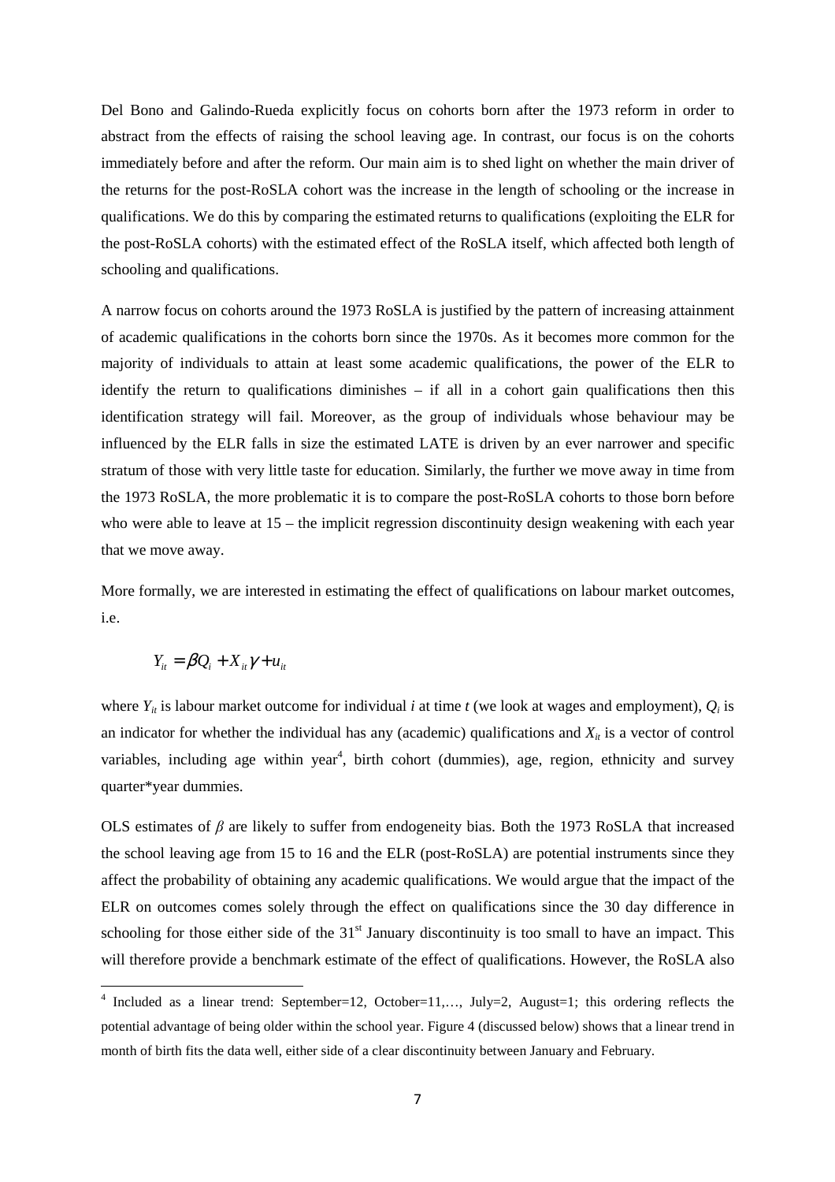Del Bono and Galindo-Rueda explicitly focus on cohorts born after the 1973 reform in order to abstract from the effects of raising the school leaving age. In contrast, our focus is on the cohorts immediately before and after the reform. Our main aim is to shed light on whether the main driver of the returns for the post-RoSLA cohort was the increase in the length of schooling or the increase in qualifications. We do this by comparing the estimated returns to qualifications (exploiting the ELR for the post-RoSLA cohorts) with the estimated effect of the RoSLA itself, which affected both length of schooling and qualifications.

A narrow focus on cohorts around the 1973 RoSLA is justified by the pattern of increasing attainment of academic qualifications in the cohorts born since the 1970s. As it becomes more common for the majority of individuals to attain at least some academic qualifications, the power of the ELR to identify the return to qualifications diminishes – if all in a cohort gain qualifications then this identification strategy will fail. Moreover, as the group of individuals whose behaviour may be influenced by the ELR falls in size the estimated LATE is driven by an ever narrower and specific stratum of those with very little taste for education. Similarly, the further we move away in time from the 1973 RoSLA, the more problematic it is to compare the post-RoSLA cohorts to those born before who were able to leave at 15 – the implicit regression discontinuity design weakening with each year that we move away.

More formally, we are interested in estimating the effect of qualifications on labour market outcomes, i.e.

$$Y_{it} = \beta Q_i + X_{it}\gamma + u_{it}$$

where $Y_{it}$ is labour market outcome for individual $i$ at time $t$ (we look at wages and employment), $Q_i$ is an indicator for whether the individual has any (academic) qualifications and $X_{it}$ is a vector of control variables, including age within year[4], birth cohort (dummies), age, region, ethnicity and survey quarter*year dummies.

OLS estimates of $\beta$ are likely to suffer from endogeneity bias. Both the 1973 RoSLA that increased the school leaving age from 15 to 16 and the ELR (post-RoSLA) are potential instruments since they affect the probability of obtaining any academic qualifications. We would argue that the impact of the ELR on outcomes comes solely through the effect on qualifications since the 30 day difference in schooling for those either side of the 31st January discontinuity is too small to have an impact. This will therefore provide a benchmark estimate of the effect of qualifications. However, the RoSLA also

[4] Included as a linear trend: September=12, October=11,…, July=2, August=1; this ordering reflects the potential advantage of being older within the school year. Figure 4 (discussed below) shows that a linear trend in month of birth fits the data well, either side of a clear discontinuity between January and February.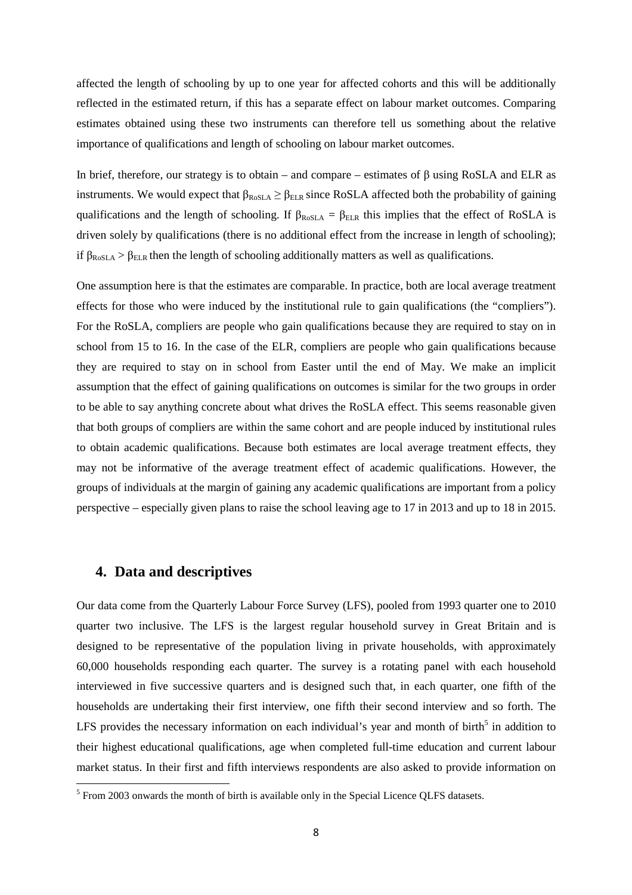affected the length of schooling by up to one year for affected cohorts and this will be additionally reflected in the estimated return, if this has a separate effect on labour market outcomes. Comparing estimates obtained using these two instruments can therefore tell us something about the relative importance of qualifications and length of schooling on labour market outcomes.

In brief, therefore, our strategy is to obtain – and compare – estimates of $\beta$ using RoSLA and ELR as instruments. We would expect that $\beta_{RoSLA} \geq \beta_{ELR}$ since RoSLA affected both the probability of gaining qualifications and the length of schooling. If $\beta_{RoSLA} = \beta_{ELR}$ this implies that the effect of RoSLA is driven solely by qualifications (there is no additional effect from the increase in length of schooling); if $\beta_{RoSLA} > \beta_{ELR}$ then the length of schooling additionally matters as well as qualifications.

One assumption here is that the estimates are comparable. In practice, both are local average treatment effects for those who were induced by the institutional rule to gain qualifications (the "compliers"). For the RoSLA, compliers are people who gain qualifications because they are required to stay on in school from 15 to 16. In the case of the ELR, compliers are people who gain qualifications because they are required to stay on in school from Easter until the end of May. We make an implicit assumption that the effect of gaining qualifications on outcomes is similar for the two groups in order to be able to say anything concrete about what drives the RoSLA effect. This seems reasonable given that both groups of compliers are within the same cohort and are people induced by institutional rules to obtain academic qualifications. Because both estimates are local average treatment effects, they may not be informative of the average treatment effect of academic qualifications. However, the groups of individuals at the margin of gaining any academic qualifications are important from a policy perspective – especially given plans to raise the school leaving age to 17 in 2013 and up to 18 in 2015.

## 4. Data and descriptives

Our data come from the Quarterly Labour Force Survey (LFS), pooled from 1993 quarter one to 2010 quarter two inclusive. The LFS is the largest regular household survey in Great Britain and is designed to be representative of the population living in private households, with approximately 60,000 households responding each quarter. The survey is a rotating panel with each household interviewed in five successive quarters and is designed such that, in each quarter, one fifth of the households are undertaking their first interview, one fifth their second interview and so forth. The LFS provides the necessary information on each individual's year and month of birth[5] in addition to their highest educational qualifications, age when completed full-time education and current labour market status. In their first and fifth interviews respondents are also asked to provide information on

[5] From 2003 onwards the month of birth is available only in the Special Licence QLFS datasets.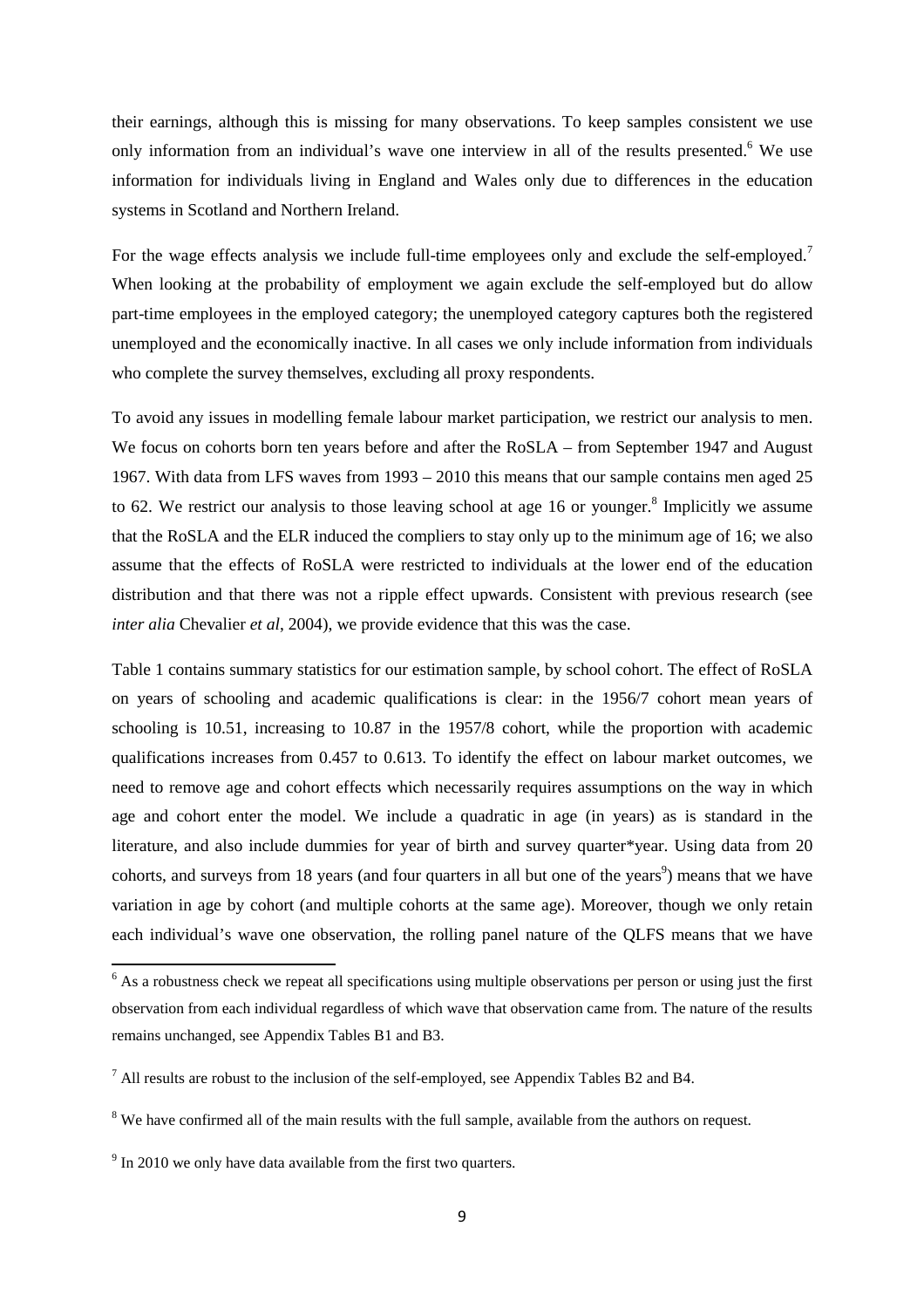their earnings, although this is missing for many observations. To keep samples consistent we use only information from an individual's wave one interview in all of the results presented.[6] We use information for individuals living in England and Wales only due to differences in the education systems in Scotland and Northern Ireland.

For the wage effects analysis we include full-time employees only and exclude the self-employed.[7] When looking at the probability of employment we again exclude the self-employed but do allow part-time employees in the employed category; the unemployed category captures both the registered unemployed and the economically inactive. In all cases we only include information from individuals who complete the survey themselves, excluding all proxy respondents.

To avoid any issues in modelling female labour market participation, we restrict our analysis to men. We focus on cohorts born ten years before and after the RoSLA – from September 1947 and August 1967. With data from LFS waves from 1993 – 2010 this means that our sample contains men aged 25 to 62. We restrict our analysis to those leaving school at age 16 or younger.[8] Implicitly we assume that the RoSLA and the ELR induced the compliers to stay only up to the minimum age of 16; we also assume that the effects of RoSLA were restricted to individuals at the lower end of the education distribution and that there was not a ripple effect upwards. Consistent with previous research (see *inter alia* Chevalier *et al*, 2004), we provide evidence that this was the case.

Table 1 contains summary statistics for our estimation sample, by school cohort. The effect of RoSLA on years of schooling and academic qualifications is clear: in the 1956/7 cohort mean years of schooling is 10.51, increasing to 10.87 in the 1957/8 cohort, while the proportion with academic qualifications increases from 0.457 to 0.613. To identify the effect on labour market outcomes, we need to remove age and cohort effects which necessarily requires assumptions on the way in which age and cohort enter the model. We include a quadratic in age (in years) as is standard in the literature, and also include dummies for year of birth and survey quarter*year. Using data from 20 cohorts, and surveys from 18 years (and four quarters in all but one of the years[9]) means that we have variation in age by cohort (and multiple cohorts at the same age). Moreover, though we only retain each individual's wave one observation, the rolling panel nature of the QLFS means that we have

---

[6] As a robustness check we repeat all specifications using multiple observations per person or using just the first observation from each individual regardless of which wave that observation came from. The nature of the results remains unchanged, see Appendix Tables B1 and B3.

[7] All results are robust to the inclusion of the self-employed, see Appendix Tables B2 and B4.

[8] We have confirmed all of the main results with the full sample, available from the authors on request.

[9] In 2010 we only have data available from the first two quarters.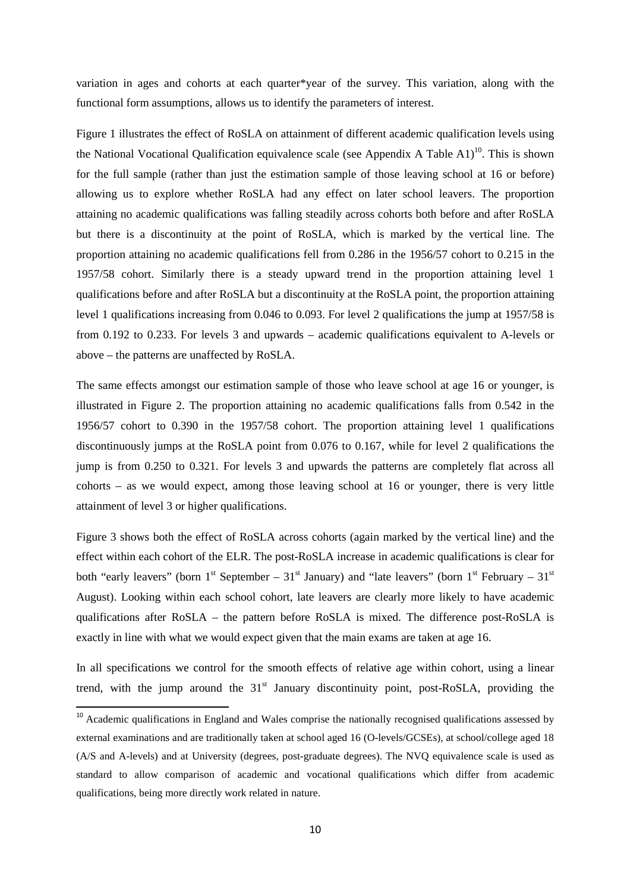variation in ages and cohorts at each quarter*year of the survey. This variation, along with the functional form assumptions, allows us to identify the parameters of interest.

Figure 1 illustrates the effect of RoSLA on attainment of different academic qualification levels using the National Vocational Qualification equivalence scale (see Appendix A Table A1)[10]. This is shown for the full sample (rather than just the estimation sample of those leaving school at 16 or before) allowing us to explore whether RoSLA had any effect on later school leavers. The proportion attaining no academic qualifications was falling steadily across cohorts both before and after RoSLA but there is a discontinuity at the point of RoSLA, which is marked by the vertical line. The proportion attaining no academic qualifications fell from 0.286 in the 1956/57 cohort to 0.215 in the 1957/58 cohort. Similarly there is a steady upward trend in the proportion attaining level 1 qualifications before and after RoSLA but a discontinuity at the RoSLA point, the proportion attaining level 1 qualifications increasing from 0.046 to 0.093. For level 2 qualifications the jump at 1957/58 is from 0.192 to 0.233. For levels 3 and upwards – academic qualifications equivalent to A-levels or above – the patterns are unaffected by RoSLA.

The same effects amongst our estimation sample of those who leave school at age 16 or younger, is illustrated in Figure 2. The proportion attaining no academic qualifications falls from 0.542 in the 1956/57 cohort to 0.390 in the 1957/58 cohort. The proportion attaining level 1 qualifications discontinuously jumps at the RoSLA point from 0.076 to 0.167, while for level 2 qualifications the jump is from 0.250 to 0.321. For levels 3 and upwards the patterns are completely flat across all cohorts – as we would expect, among those leaving school at 16 or younger, there is very little attainment of level 3 or higher qualifications.

Figure 3 shows both the effect of RoSLA across cohorts (again marked by the vertical line) and the effect within each cohort of the ELR. The post-RoSLA increase in academic qualifications is clear for both "early leavers" (born 1st September – 31st January) and "late leavers" (born 1st February – 31st August). Looking within each school cohort, late leavers are clearly more likely to have academic qualifications after RoSLA – the pattern before RoSLA is mixed. The difference post-RoSLA is exactly in line with what we would expect given that the main exams are taken at age 16.

In all specifications we control for the smooth effects of relative age within cohort, using a linear trend, with the jump around the 31st January discontinuity point, post-RoSLA, providing the

[10] Academic qualifications in England and Wales comprise the nationally recognised qualifications assessed by external examinations and are traditionally taken at school aged 16 (O-levels/GCSEs), at school/college aged 18 (A/S and A-levels) and at University (degrees, post-graduate degrees). The NVQ equivalence scale is used as standard to allow comparison of academic and vocational qualifications which differ from academic qualifications, being more directly work related in nature.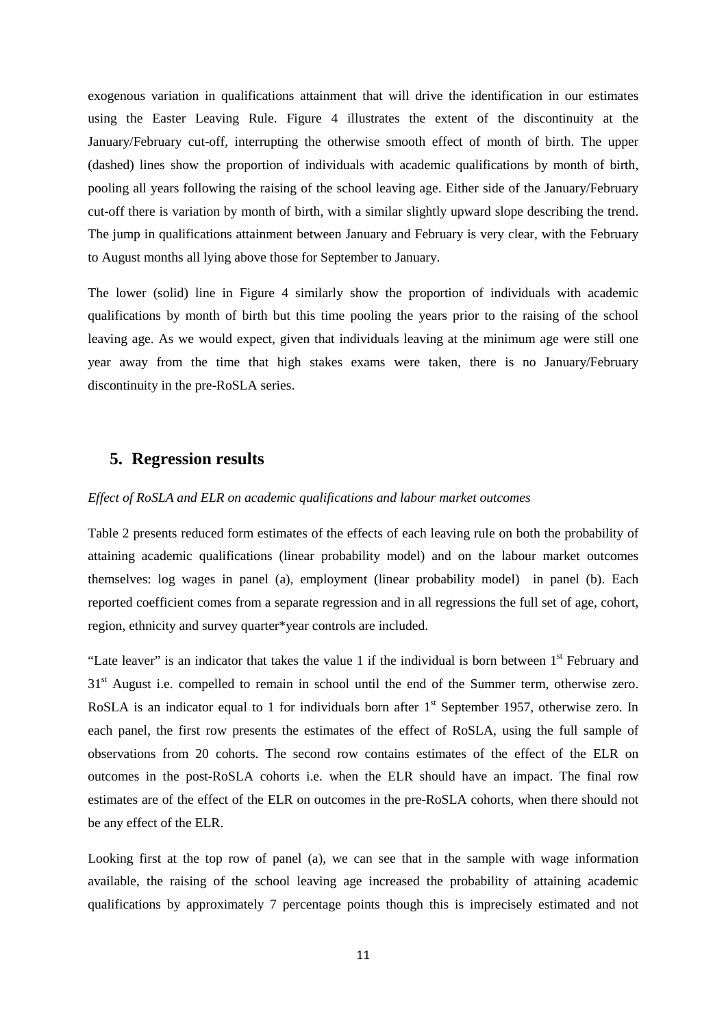exogenous variation in qualifications attainment that will drive the identification in our estimates using the Easter Leaving Rule. Figure 4 illustrates the extent of the discontinuity at the January/February cut-off, interrupting the otherwise smooth effect of month of birth. The upper (dashed) lines show the proportion of individuals with academic qualifications by month of birth, pooling all years following the raising of the school leaving age. Either side of the January/February cut-off there is variation by month of birth, with a similar slightly upward slope describing the trend. The jump in qualifications attainment between January and February is very clear, with the February to August months all lying above those for September to January.

The lower (solid) line in Figure 4 similarly show the proportion of individuals with academic qualifications by month of birth but this time pooling the years prior to the raising of the school leaving age. As we would expect, given that individuals leaving at the minimum age were still one year away from the time that high stakes exams were taken, there is no January/February discontinuity in the pre-RoSLA series.

## 5. Regression results

*Effect of RoSLA and ELR on academic qualifications and labour market outcomes*

Table 2 presents reduced form estimates of the effects of each leaving rule on both the probability of attaining academic qualifications (linear probability model) and on the labour market outcomes themselves: log wages in panel (a), employment (linear probability model) in panel (b). Each reported coefficient comes from a separate regression and in all regressions the full set of age, cohort, region, ethnicity and survey quarter*year controls are included.

"Late leaver" is an indicator that takes the value 1 if the individual is born between 1st February and 31st August i.e. compelled to remain in school until the end of the Summer term, otherwise zero. RoSLA is an indicator equal to 1 for individuals born after 1st September 1957, otherwise zero. In each panel, the first row presents the estimates of the effect of RoSLA, using the full sample of observations from 20 cohorts. The second row contains estimates of the effect of the ELR on outcomes in the post-RoSLA cohorts i.e. when the ELR should have an impact. The final row estimates are of the effect of the ELR on outcomes in the pre-RoSLA cohorts, when there should not be any effect of the ELR.

Looking first at the top row of panel (a), we can see that in the sample with wage information available, the raising of the school leaving age increased the probability of attaining academic qualifications by approximately 7 percentage points though this is imprecisely estimated and not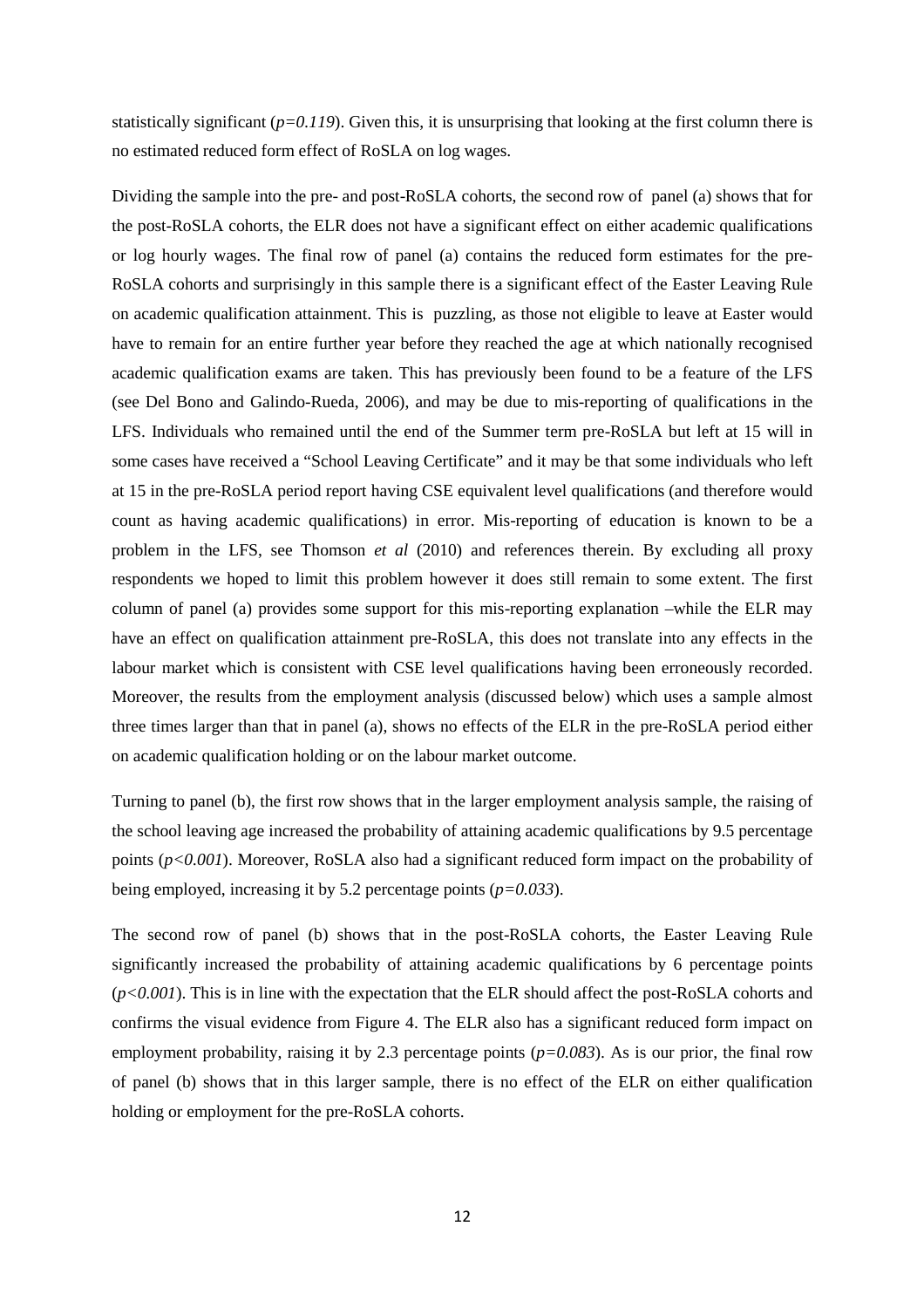statistically significant (*p=0.119*). Given this, it is unsurprising that looking at the first column there is no estimated reduced form effect of RoSLA on log wages.

Dividing the sample into the pre- and post-RoSLA cohorts, the second row of panel (a) shows that for the post-RoSLA cohorts, the ELR does not have a significant effect on either academic qualifications or log hourly wages. The final row of panel (a) contains the reduced form estimates for the pre-RoSLA cohorts and surprisingly in this sample there is a significant effect of the Easter Leaving Rule on academic qualification attainment. This is puzzling, as those not eligible to leave at Easter would have to remain for an entire further year before they reached the age at which nationally recognised academic qualification exams are taken. This has previously been found to be a feature of the LFS (see Del Bono and Galindo-Rueda, 2006), and may be due to mis-reporting of qualifications in the LFS. Individuals who remained until the end of the Summer term pre-RoSLA but left at 15 will in some cases have received a "School Leaving Certificate" and it may be that some individuals who left at 15 in the pre-RoSLA period report having CSE equivalent level qualifications (and therefore would count as having academic qualifications) in error. Mis-reporting of education is known to be a problem in the LFS, see Thomson *et al* (2010) and references therein. By excluding all proxy respondents we hoped to limit this problem however it does still remain to some extent. The first column of panel (a) provides some support for this mis-reporting explanation –while the ELR may have an effect on qualification attainment pre-RoSLA, this does not translate into any effects in the labour market which is consistent with CSE level qualifications having been erroneously recorded. Moreover, the results from the employment analysis (discussed below) which uses a sample almost three times larger than that in panel (a), shows no effects of the ELR in the pre-RoSLA period either on academic qualification holding or on the labour market outcome.

Turning to panel (b), the first row shows that in the larger employment analysis sample, the raising of the school leaving age increased the probability of attaining academic qualifications by 9.5 percentage points (*p<0.001*). Moreover, RoSLA also had a significant reduced form impact on the probability of being employed, increasing it by 5.2 percentage points (*p=0.033*).

The second row of panel (b) shows that in the post-RoSLA cohorts, the Easter Leaving Rule significantly increased the probability of attaining academic qualifications by 6 percentage points (*p<0.001*). This is in line with the expectation that the ELR should affect the post-RoSLA cohorts and confirms the visual evidence from Figure 4. The ELR also has a significant reduced form impact on employment probability, raising it by 2.3 percentage points (*p=0.083*). As is our prior, the final row of panel (b) shows that in this larger sample, there is no effect of the ELR on either qualification holding or employment for the pre-RoSLA cohorts.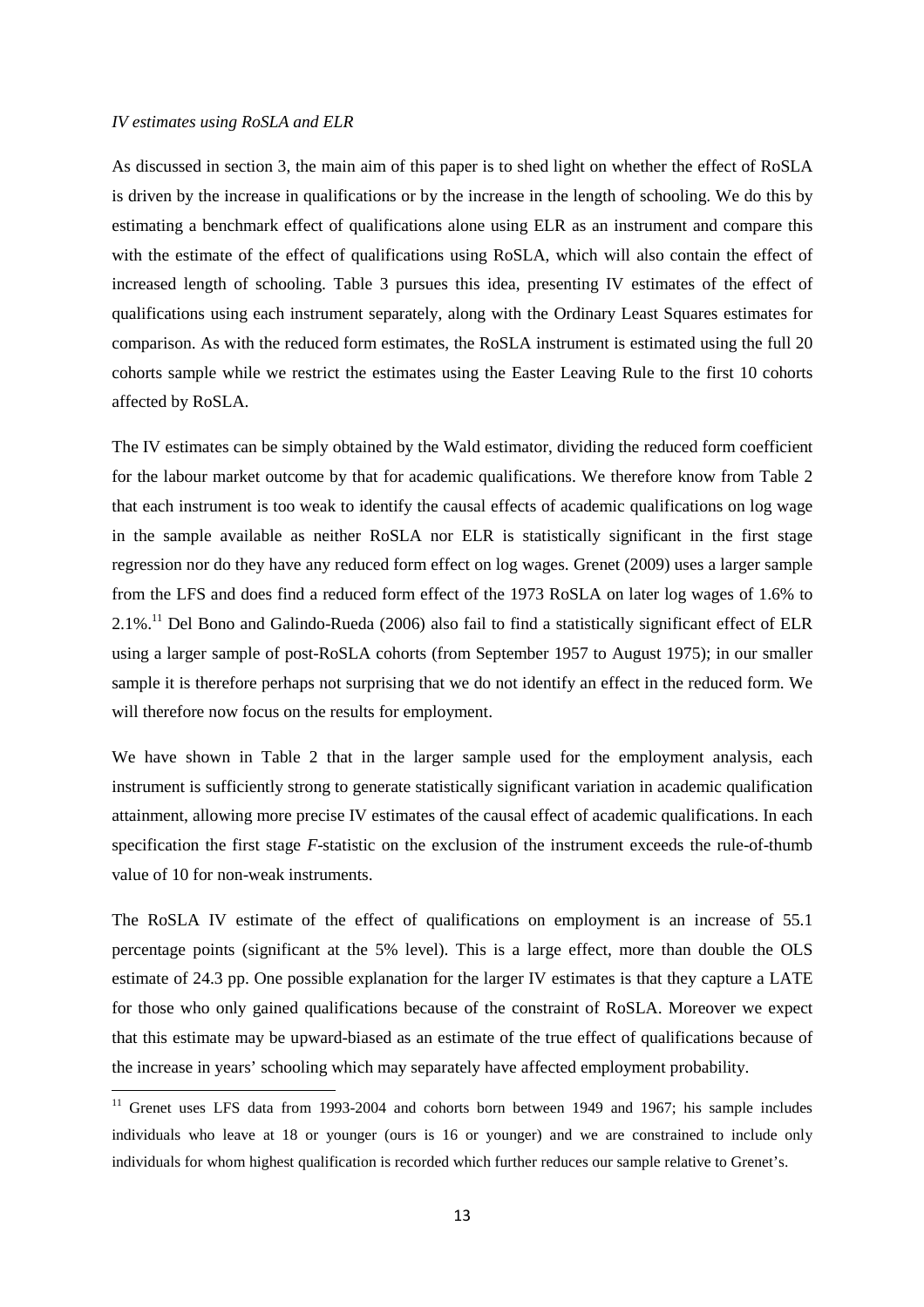*IV estimates using RoSLA and ELR*

As discussed in section 3, the main aim of this paper is to shed light on whether the effect of RoSLA is driven by the increase in qualifications or by the increase in the length of schooling. We do this by estimating a benchmark effect of qualifications alone using ELR as an instrument and compare this with the estimate of the effect of qualifications using RoSLA, which will also contain the effect of increased length of schooling. Table 3 pursues this idea, presenting IV estimates of the effect of qualifications using each instrument separately, along with the Ordinary Least Squares estimates for comparison. As with the reduced form estimates, the RoSLA instrument is estimated using the full 20 cohorts sample while we restrict the estimates using the Easter Leaving Rule to the first 10 cohorts affected by RoSLA.

The IV estimates can be simply obtained by the Wald estimator, dividing the reduced form coefficient for the labour market outcome by that for academic qualifications. We therefore know from Table 2 that each instrument is too weak to identify the causal effects of academic qualifications on log wage in the sample available as neither RoSLA nor ELR is statistically significant in the first stage regression nor do they have any reduced form effect on log wages. Grenet (2009) uses a larger sample from the LFS and does find a reduced form effect of the 1973 RoSLA on later log wages of 1.6% to 2.1%.[11] Del Bono and Galindo-Rueda (2006) also fail to find a statistically significant effect of ELR using a larger sample of post-RoSLA cohorts (from September 1957 to August 1975); in our smaller sample it is therefore perhaps not surprising that we do not identify an effect in the reduced form. We will therefore now focus on the results for employment.

We have shown in Table 2 that in the larger sample used for the employment analysis, each instrument is sufficiently strong to generate statistically significant variation in academic qualification attainment, allowing more precise IV estimates of the causal effect of academic qualifications. In each specification the first stage *F*-statistic on the exclusion of the instrument exceeds the rule-of-thumb value of 10 for non-weak instruments.

The RoSLA IV estimate of the effect of qualifications on employment is an increase of 55.1 percentage points (significant at the 5% level). This is a large effect, more than double the OLS estimate of 24.3 pp. One possible explanation for the larger IV estimates is that they capture a LATE for those who only gained qualifications because of the constraint of RoSLA. Moreover we expect that this estimate may be upward-biased as an estimate of the true effect of qualifications because of the increase in years' schooling which may separately have affected employment probability.

[11] Grenet uses LFS data from 1993-2004 and cohorts born between 1949 and 1967; his sample includes individuals who leave at 18 or younger (ours is 16 or younger) and we are constrained to include only individuals for whom highest qualification is recorded which further reduces our sample relative to Grenet's.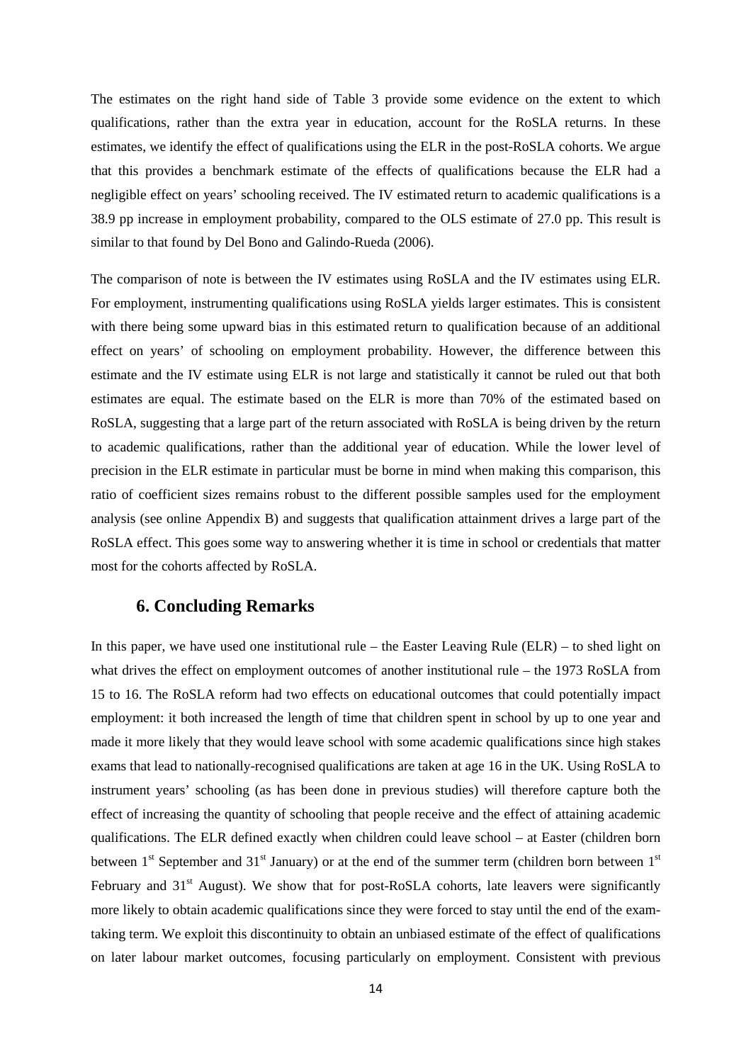The estimates on the right hand side of Table 3 provide some evidence on the extent to which qualifications, rather than the extra year in education, account for the RoSLA returns. In these estimates, we identify the effect of qualifications using the ELR in the post-RoSLA cohorts. We argue that this provides a benchmark estimate of the effects of qualifications because the ELR had a negligible effect on years' schooling received. The IV estimated return to academic qualifications is a 38.9 pp increase in employment probability, compared to the OLS estimate of 27.0 pp. This result is similar to that found by Del Bono and Galindo-Rueda (2006).

The comparison of note is between the IV estimates using RoSLA and the IV estimates using ELR. For employment, instrumenting qualifications using RoSLA yields larger estimates. This is consistent with there being some upward bias in this estimated return to qualification because of an additional effect on years' of schooling on employment probability. However, the difference between this estimate and the IV estimate using ELR is not large and statistically it cannot be ruled out that both estimates are equal. The estimate based on the ELR is more than 70% of the estimated based on RoSLA, suggesting that a large part of the return associated with RoSLA is being driven by the return to academic qualifications, rather than the additional year of education. While the lower level of precision in the ELR estimate in particular must be borne in mind when making this comparison, this ratio of coefficient sizes remains robust to the different possible samples used for the employment analysis (see online Appendix B) and suggests that qualification attainment drives a large part of the RoSLA effect. This goes some way to answering whether it is time in school or credentials that matter most for the cohorts affected by RoSLA.

## 6. Concluding Remarks

In this paper, we have used one institutional rule – the Easter Leaving Rule (ELR) – to shed light on what drives the effect on employment outcomes of another institutional rule – the 1973 RoSLA from 15 to 16. The RoSLA reform had two effects on educational outcomes that could potentially impact employment: it both increased the length of time that children spent in school by up to one year and made it more likely that they would leave school with some academic qualifications since high stakes exams that lead to nationally-recognised qualifications are taken at age 16 in the UK. Using RoSLA to instrument years' schooling (as has been done in previous studies) will therefore capture both the effect of increasing the quantity of schooling that people receive and the effect of attaining academic qualifications. The ELR defined exactly when children could leave school – at Easter (children born between 1st September and 31st January) or at the end of the summer term (children born between 1st February and 31st August). We show that for post-RoSLA cohorts, late leavers were significantly more likely to obtain academic qualifications since they were forced to stay until the end of the exam-taking term. We exploit this discontinuity to obtain an unbiased estimate of the effect of qualifications on later labour market outcomes, focusing particularly on employment. Consistent with previous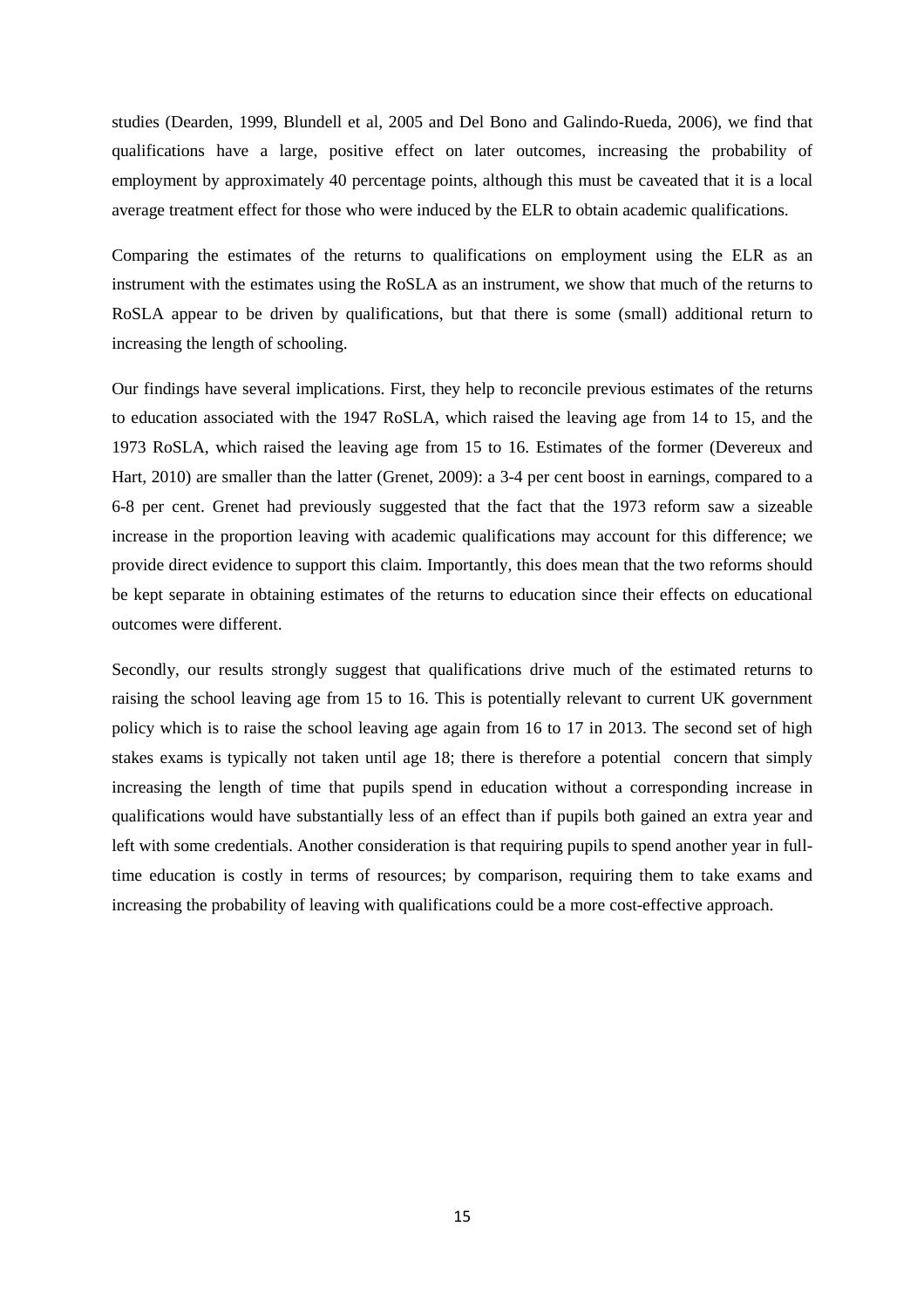studies (Dearden, 1999, Blundell et al, 2005 and Del Bono and Galindo-Rueda, 2006), we find that qualifications have a large, positive effect on later outcomes, increasing the probability of employment by approximately 40 percentage points, although this must be caveated that it is a local average treatment effect for those who were induced by the ELR to obtain academic qualifications.

Comparing the estimates of the returns to qualifications on employment using the ELR as an instrument with the estimates using the RoSLA as an instrument, we show that much of the returns to RoSLA appear to be driven by qualifications, but that there is some (small) additional return to increasing the length of schooling.

Our findings have several implications. First, they help to reconcile previous estimates of the returns to education associated with the 1947 RoSLA, which raised the leaving age from 14 to 15, and the 1973 RoSLA, which raised the leaving age from 15 to 16. Estimates of the former (Devereux and Hart, 2010) are smaller than the latter (Grenet, 2009): a 3-4 per cent boost in earnings, compared to a 6-8 per cent. Grenet had previously suggested that the fact that the 1973 reform saw a sizeable increase in the proportion leaving with academic qualifications may account for this difference; we provide direct evidence to support this claim. Importantly, this does mean that the two reforms should be kept separate in obtaining estimates of the returns to education since their effects on educational outcomes were different.

Secondly, our results strongly suggest that qualifications drive much of the estimated returns to raising the school leaving age from 15 to 16. This is potentially relevant to current UK government policy which is to raise the school leaving age again from 16 to 17 in 2013. The second set of high stakes exams is typically not taken until age 18; there is therefore a potential concern that simply increasing the length of time that pupils spend in education without a corresponding increase in qualifications would have substantially less of an effect than if pupils both gained an extra year and left with some credentials. Another consideration is that requiring pupils to spend another year in full-time education is costly in terms of resources; by comparison, requiring them to take exams and increasing the probability of leaving with qualifications could be a more cost-effective approach.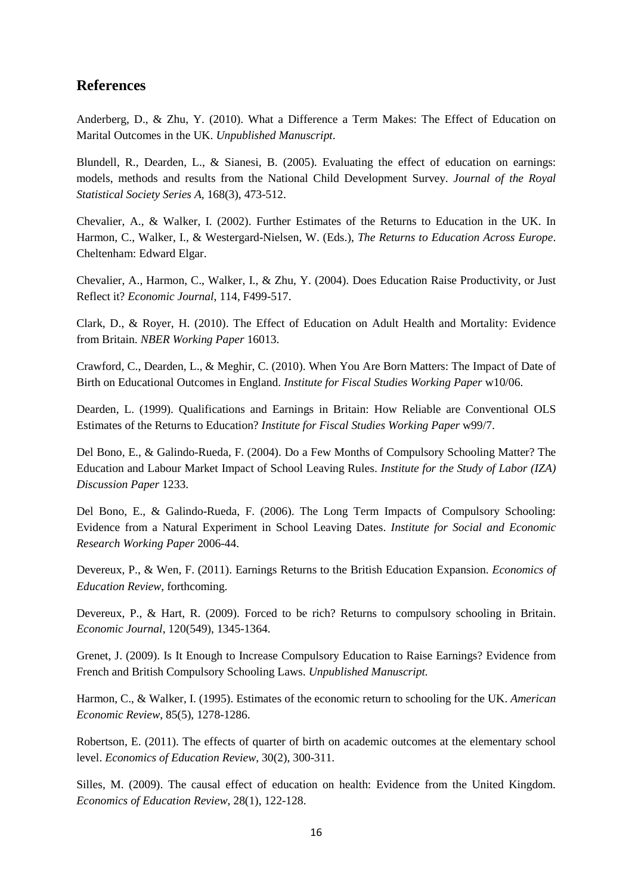## References

Anderberg, D., & Zhu, Y. (2010). What a Difference a Term Makes: The Effect of Education on Marital Outcomes in the UK. *Unpublished Manuscript*.

Blundell, R., Dearden, L., & Sianesi, B. (2005). Evaluating the effect of education on earnings: models, methods and results from the National Child Development Survey. *Journal of the Royal Statistical Society Series A*, 168(3), 473-512.

Chevalier, A., & Walker, I. (2002). Further Estimates of the Returns to Education in the UK. In Harmon, C., Walker, I., & Westergard-Nielsen, W. (Eds.), *The Returns to Education Across Europe*. Cheltenham: Edward Elgar.

Chevalier, A., Harmon, C., Walker, I., & Zhu, Y. (2004). Does Education Raise Productivity, or Just Reflect it? *Economic Journal*, 114, F499-517.

Clark, D., & Royer, H. (2010). The Effect of Education on Adult Health and Mortality: Evidence from Britain. *NBER Working Paper* 16013.

Crawford, C., Dearden, L., & Meghir, C. (2010). When You Are Born Matters: The Impact of Date of Birth on Educational Outcomes in England. *Institute for Fiscal Studies Working Paper* w10/06.

Dearden, L. (1999). Qualifications and Earnings in Britain: How Reliable are Conventional OLS Estimates of the Returns to Education? *Institute for Fiscal Studies Working Paper* w99/7.

Del Bono, E., & Galindo-Rueda, F. (2004). Do a Few Months of Compulsory Schooling Matter? The Education and Labour Market Impact of School Leaving Rules. *Institute for the Study of Labor (IZA) Discussion Paper* 1233.

Del Bono, E., & Galindo-Rueda, F. (2006). The Long Term Impacts of Compulsory Schooling: Evidence from a Natural Experiment in School Leaving Dates. *Institute for Social and Economic Research Working Paper* 2006-44.

Devereux, P., & Wen, F. (2011). Earnings Returns to the British Education Expansion. *Economics of Education Review*, forthcoming.

Devereux, P., & Hart, R. (2009). Forced to be rich? Returns to compulsory schooling in Britain. *Economic Journal*, 120(549), 1345-1364.

Grenet, J. (2009). Is It Enough to Increase Compulsory Education to Raise Earnings? Evidence from French and British Compulsory Schooling Laws. *Unpublished Manuscript.*

Harmon, C., & Walker, I. (1995). Estimates of the economic return to schooling for the UK. *American Economic Review*, 85(5), 1278-1286.

Robertson, E. (2011). The effects of quarter of birth on academic outcomes at the elementary school level. *Economics of Education Review*, 30(2), 300-311.

Silles, M. (2009). The causal effect of education on health: Evidence from the United Kingdom. *Economics of Education Review*, 28(1), 122-128.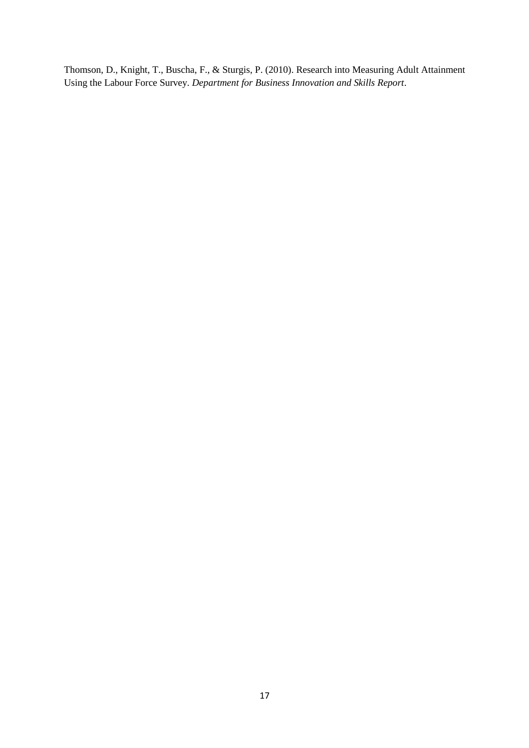Thomson, D., Knight, T., Buscha, F., & Sturgis, P. (2010). Research into Measuring Adult Attainment Using the Labour Force Survey. *Department for Business Innovation and Skills Report*.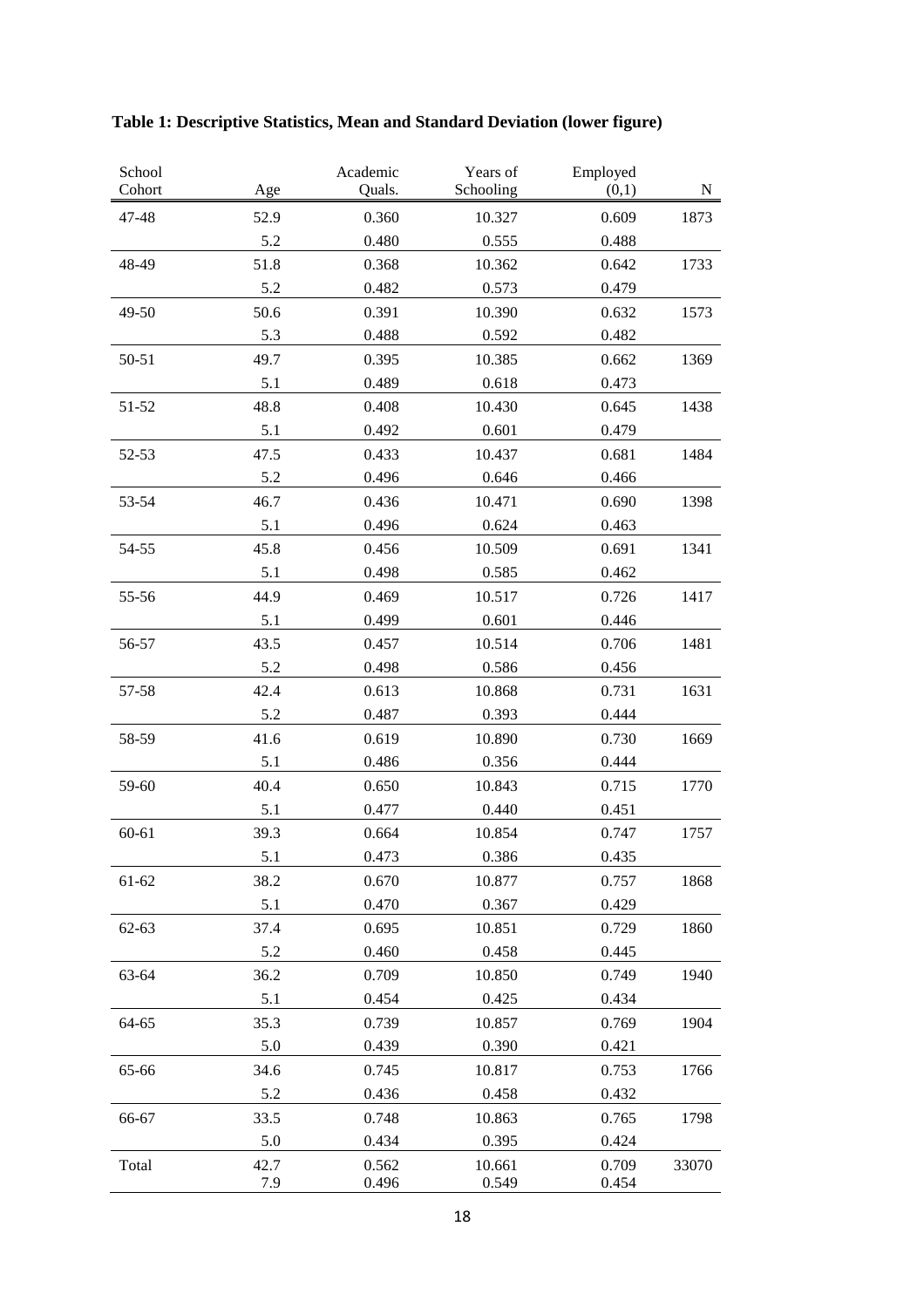**Table 1: Descriptive Statistics, Mean and Standard Deviation (lower figure)**

| School Cohort | Age | Academic Quals. | Years of Schooling | Employed (0,1) | N |
|---|---|---|---|---|---|
| 47-48 | 52.9 | 0.360 | 10.327 | 0.609 | 1873 |
| | 5.2 | 0.480 | 0.555 | 0.488 | |
| 48-49 | 51.8 | 0.368 | 10.362 | 0.642 | 1733 |
| | 5.2 | 0.482 | 0.573 | 0.479 | |
| 49-50 | 50.6 | 0.391 | 10.390 | 0.632 | 1573 |
| | 5.3 | 0.488 | 0.592 | 0.482 | |
| 50-51 | 49.7 | 0.395 | 10.385 | 0.662 | 1369 |
| | 5.1 | 0.489 | 0.618 | 0.473 | |
| 51-52 | 48.8 | 0.408 | 10.430 | 0.645 | 1438 |
| | 5.1 | 0.492 | 0.601 | 0.479 | |
| 52-53 | 47.5 | 0.433 | 10.437 | 0.681 | 1484 |
| | 5.2 | 0.496 | 0.646 | 0.466 | |
| 53-54 | 46.7 | 0.436 | 10.471 | 0.690 | 1398 |
| | 5.1 | 0.496 | 0.624 | 0.463 | |
| 54-55 | 45.8 | 0.456 | 10.509 | 0.691 | 1341 |
| | 5.1 | 0.498 | 0.585 | 0.462 | |
| 55-56 | 44.9 | 0.469 | 10.517 | 0.726 | 1417 |
| | 5.1 | 0.499 | 0.601 | 0.446 | |
| 56-57 | 43.5 | 0.457 | 10.514 | 0.706 | 1481 |
| | 5.2 | 0.498 | 0.586 | 0.456 | |
| 57-58 | 42.4 | 0.613 | 10.868 | 0.731 | 1631 |
| | 5.2 | 0.487 | 0.393 | 0.444 | |
| 58-59 | 41.6 | 0.619 | 10.890 | 0.730 | 1669 |
| | 5.1 | 0.486 | 0.356 | 0.444 | |
| 59-60 | 40.4 | 0.650 | 10.843 | 0.715 | 1770 |
| | 5.1 | 0.477 | 0.440 | 0.451 | |
| 60-61 | 39.3 | 0.664 | 10.854 | 0.747 | 1757 |
| | 5.1 | 0.473 | 0.386 | 0.435 | |
| 61-62 | 38.2 | 0.670 | 10.877 | 0.757 | 1868 |
| | 5.1 | 0.470 | 0.367 | 0.429 | |
| 62-63 | 37.4 | 0.695 | 10.851 | 0.729 | 1860 |
| | 5.2 | 0.460 | 0.458 | 0.445 | |
| 63-64 | 36.2 | 0.709 | 10.850 | 0.749 | 1940 |
| | 5.1 | 0.454 | 0.425 | 0.434 | |
| 64-65 | 35.3 | 0.739 | 10.857 | 0.769 | 1904 |
| | 5.0 | 0.439 | 0.390 | 0.421 | |
| 65-66 | 34.6 | 0.745 | 10.817 | 0.753 | 1766 |
| | 5.2 | 0.436 | 0.458 | 0.432 | |
| 66-67 | 33.5 | 0.748 | 10.863 | 0.765 | 1798 |
| | 5.0 | 0.434 | 0.395 | 0.424 | |
| Total | 42.7 | 0.562 | 10.661 | 0.709 | 33070 |
| | 7.9 | 0.496 | 0.549 | 0.454 | |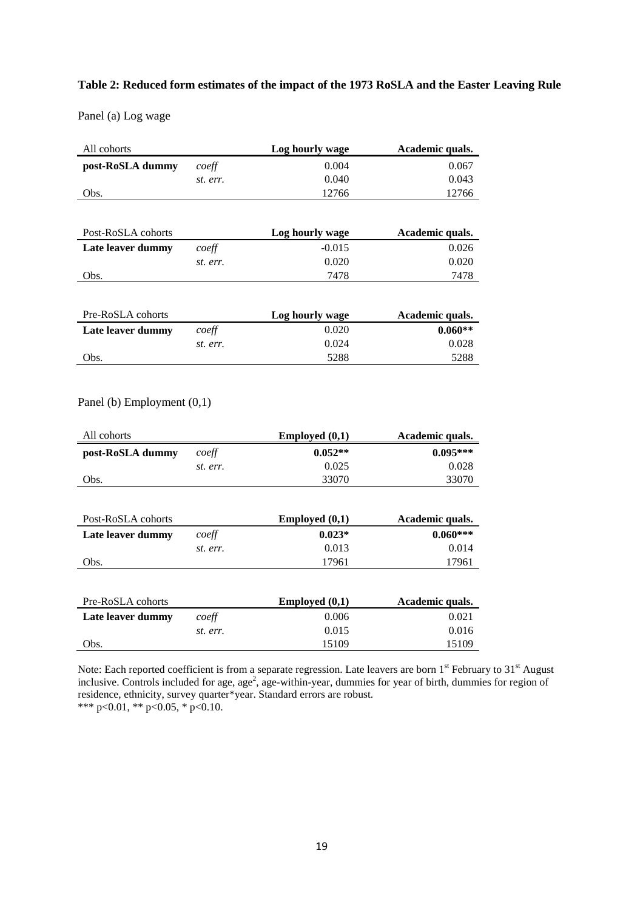**Table 2: Reduced form estimates of the impact of the 1973 RoSLA and the Easter Leaving Rule**

Panel (a) Log wage

| All cohorts | | Log hourly wage | Academic quals. |
|---|---|---|---|
| **post-RoSLA dummy** | *coeff* | 0.004 | 0.067 |
| | *st. err.* | 0.040 | 0.043 |
| Obs. | | 12766 | 12766 |

| Post-RoSLA cohorts | | Log hourly wage | Academic quals. |
|---|---|---|---|
| **Late leaver dummy** | *coeff* | -0.015 | 0.026 |
| | *st. err.* | 0.020 | 0.020 |
| Obs. | | 7478 | 7478 |

| Pre-RoSLA cohorts | | Log hourly wage | Academic quals. |
|---|---|---|---|
| **Late leaver dummy** | *coeff* | 0.020 | **0.060**** |
| | *st. err.* | 0.024 | 0.028 |
| Obs. | | 5288 | 5288 |

Panel (b) Employment (0,1)

| All cohorts | | Employed (0,1) | Academic quals. |
|---|---|---|---|
| **post-RoSLA dummy** | *coeff* | **0.052**** | **0.095***** |
| | *st. err.* | 0.025 | 0.028 |
| Obs. | | 33070 | 33070 |

| Post-RoSLA cohorts | | Employed (0,1) | Academic quals. |
|---|---|---|---|
| **Late leaver dummy** | *coeff* | **0.023*** | **0.060***** |
| | *st. err.* | 0.013 | 0.014 |
| Obs. | | 17961 | 17961 |

| Pre-RoSLA cohorts | | Employed (0,1) | Academic quals. |
|---|---|---|---|
| **Late leaver dummy** | *coeff* | 0.006 | 0.021 |
| | *st. err.* | 0.015 | 0.016 |
| Obs. | | 15109 | 15109 |

Note: Each reported coefficient is from a separate regression. Late leavers are born 1st February to 31st August inclusive. Controls included for age, age$^2$, age-within-year, dummies for year of birth, dummies for region of residence, ethnicity, survey quarter*year. Standard errors are robust.
*** $p<0.01$, ** $p<0.05$, * $p<0.10$.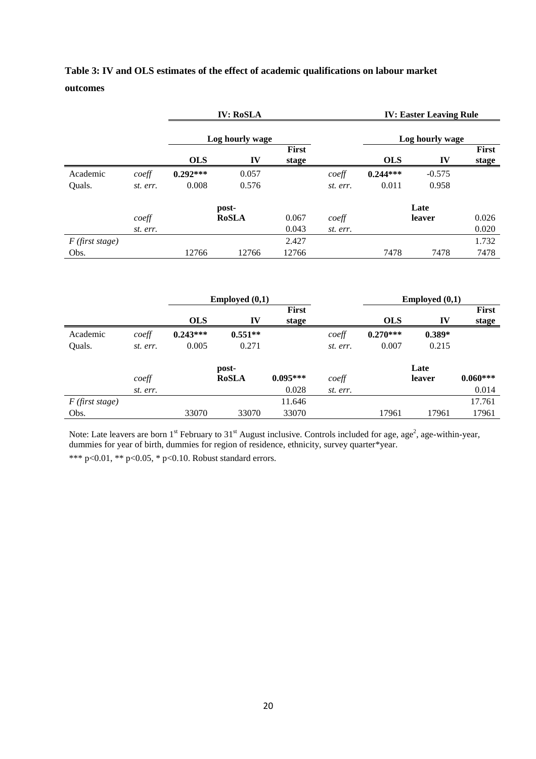**Table 3: IV and OLS estimates of the effect of academic qualifications on labour market outcomes**

| | | IV: RoSLA | | | | IV: Easter Leaving Rule | | |
|---|---|---|---|---|---|---|---|---|
| | | Log hourly wage | | | | Log hourly wage | | |
| | | **OLS** | **IV** | **First stage** | | **OLS** | **IV** | **First stage** |
| Academic | *coeff* | **0.292\*\*\*** | 0.057 | | *coeff* | **0.244\*\*\*** | -0.575 | |
| Quals. | *st. err.* | 0.008 | 0.576 | | *st. err.* | 0.011 | 0.958 | |
| | *coeff* | | **post-RoSLA** | 0.067 | *coeff* | | **Late leaver** | 0.026 |
| | *st. err.* | | | 0.043 | *st. err.* | | | 0.020 |
| *F (first stage)* | | | | 2.427 | | | | 1.732 |
| Obs. | | 12766 | 12766 | 12766 | | 7478 | 7478 | 7478 |

| | | Employed (0,1) | | | | Employed (0,1) | | |
|---|---|---|---|---|---|---|---|---|
| | | **OLS** | **IV** | **First stage** | | **OLS** | **IV** | **First stage** |
| Academic | *coeff* | **0.243\*\*\*** | **0.551\*\*** | | *coeff* | **0.270\*\*\*** | **0.389\*** | |
| Quals. | *st. err.* | 0.005 | 0.271 | | *st. err.* | 0.007 | 0.215 | |
| | *coeff* | | **post-RoSLA** | **0.095\*\*\*** | *coeff* | | **Late leaver** | **0.060\*\*\*** |
| | *st. err.* | | | 0.028 | *st. err.* | | | 0.014 |
| *F (first stage)* | | | | 11.646 | | | | 17.761 |
| Obs. | | 33070 | 33070 | 33070 | | 17961 | 17961 | 17961 |

Note: Late leavers are born 1st February to 31st August inclusive. Controls included for age, age$^2$, age-within-year, dummies for year of birth, dummies for region of residence, ethnicity, survey quarter*year.

*** p<0.01, ** p<0.05, * p<0.10. Robust standard errors.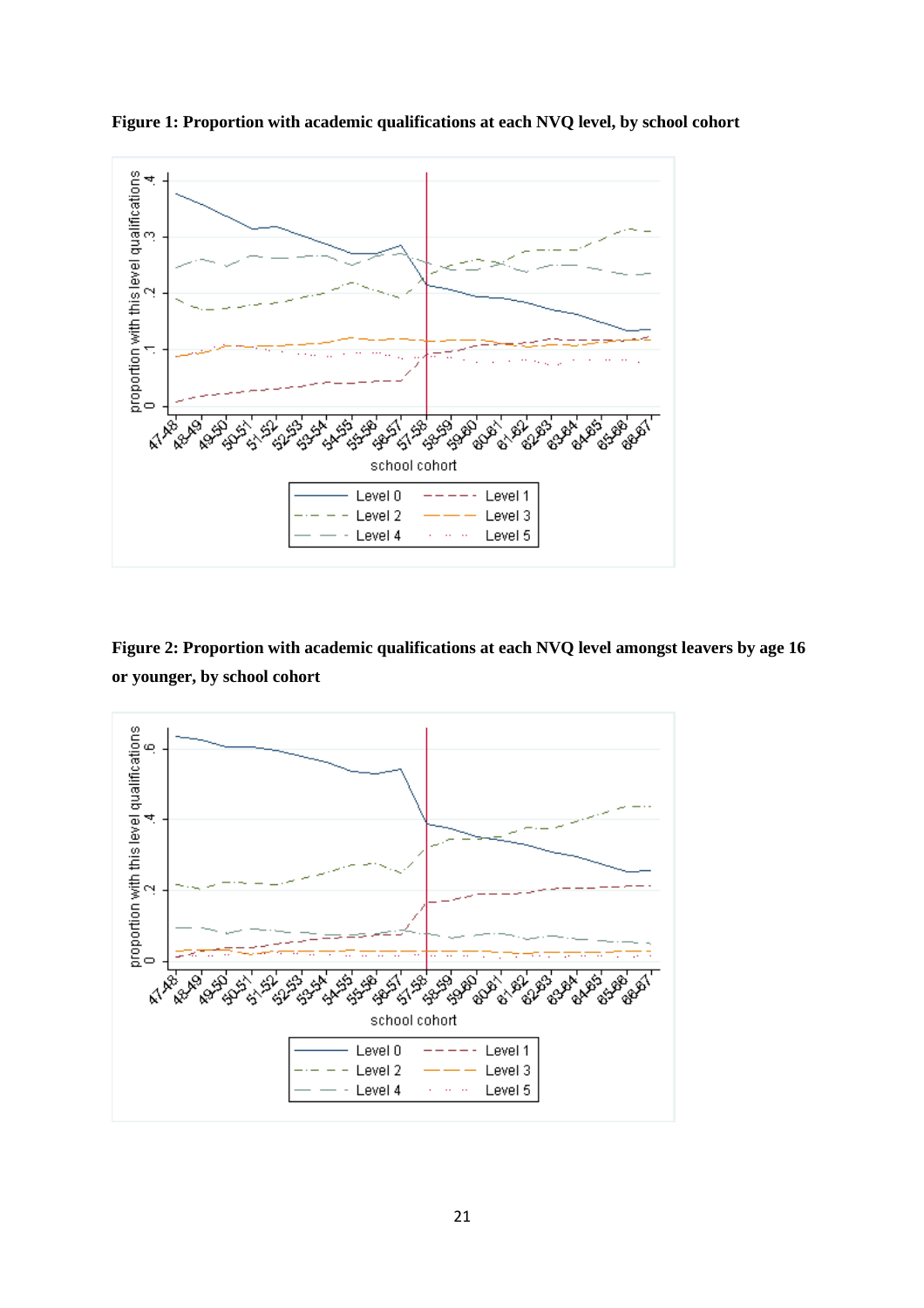**Figure 1: Proportion with academic qualifications at each NVQ level, by school cohort**

proportion with this level qualifications

0 .1 .2 .3 .4

47-48 48-49 49-50 50-51 51-52 52-53 53-54 54-55 55-56 56-57 57-58 58-59 59-60 60-61 61-62 62-63 63-64 64-65 65-66 66-67

school cohort

Level 0 Level 1 Level 2 Level 3 Level 4 Level 5

**Figure 2: Proportion with academic qualifications at each NVQ level amongst leavers by age 16 or younger, by school cohort**

proportion with this level qualifications

0 .2 .4 .6

47-48 48-49 49-50 50-51 51-52 52-53 53-54 54-55 55-56 56-57 57-58 58-59 59-60 60-61 61-62 62-63 63-64 64-65 65-66 66-67

school cohort

Level 0 Level 1 Level 2 Level 3 Level 4 Level 5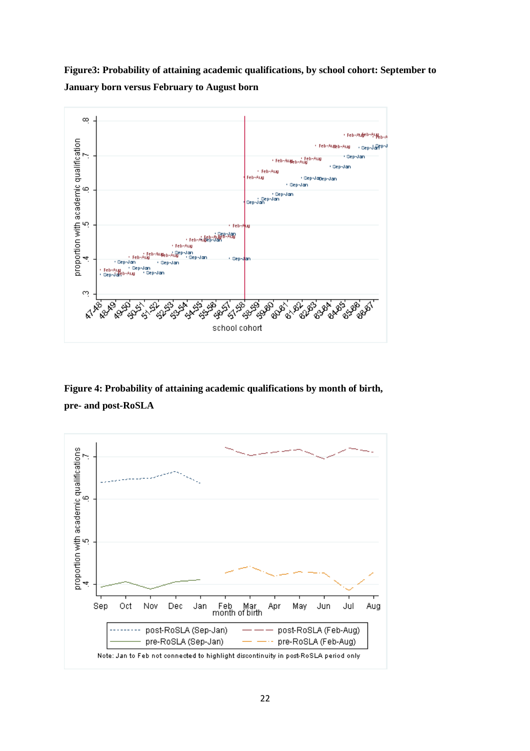**Figure3: Probability of attaining academic qualifications, by school cohort: September to January born versus February to August born**

proportion with academic qualification

.3
.4
.5
.6
.7
.8

47-48 48-49 49-50 50-51 51-52 52-53 53-54 54-55 55-56 56-57 57-58 58-59 59-60 60-61 61-62 62-63 63-64 64-65 65-66 66-67

school cohort

**Figure 4: Probability of attaining academic qualifications by month of birth, pre- and post-RoSLA**

proportion with academic qualifications

.4
.5
.6
.7

Sep Oct Nov Dec Jan Feb Mar Apr May Jun Jul Aug

month of birth

post-RoSLA (Sep-Jan)
post-RoSLA (Feb-Aug)
pre-RoSLA (Sep-Jan)
pre-RoSLA (Feb-Aug)

Note: Jan to Feb not connected to highlight discontinuity in post-RoSLA period only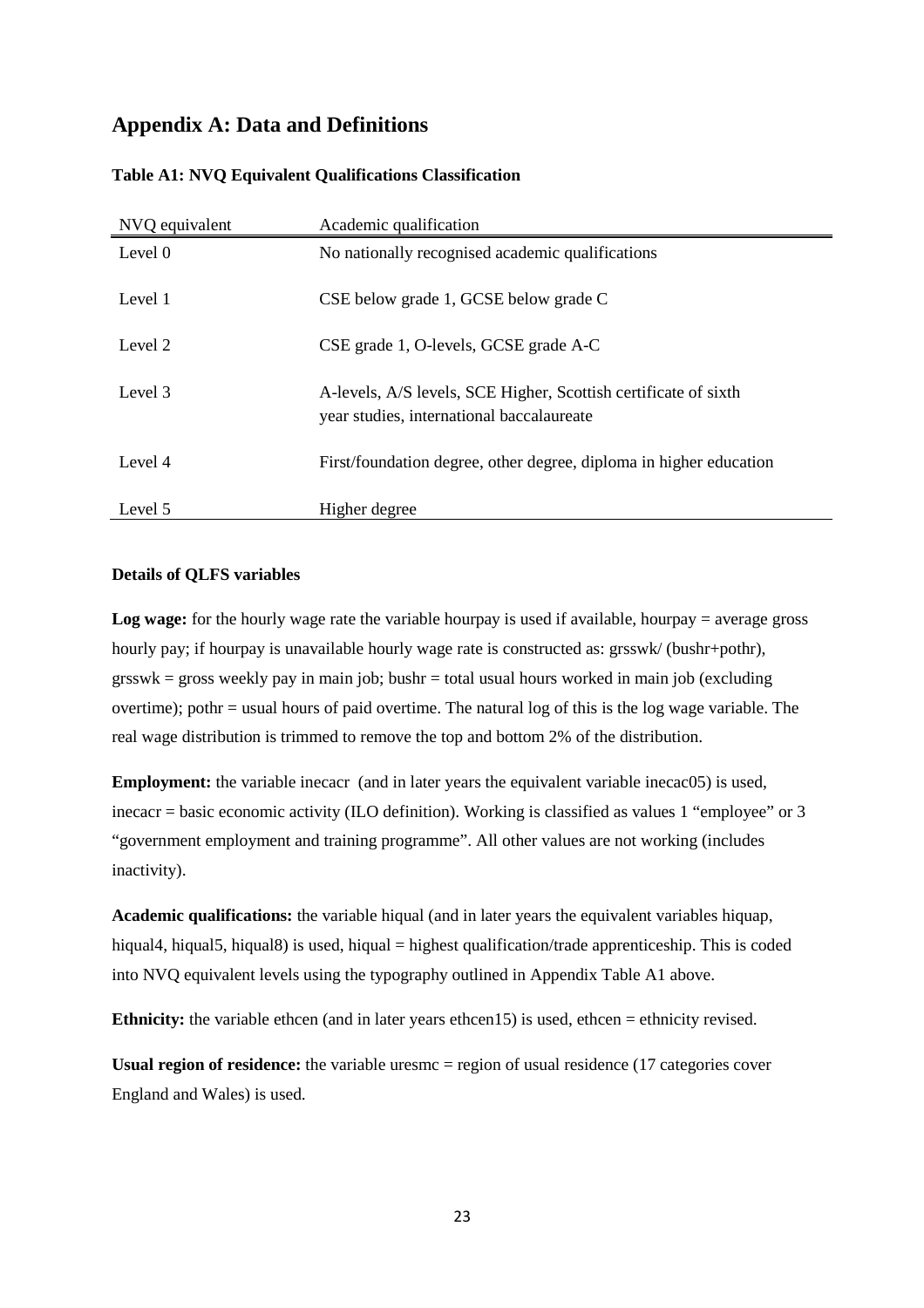## Appendix A: Data and Definitions

**Table A1: NVQ Equivalent Qualifications Classification**

| NVQ equivalent | Academic qualification |
|---|---|
| Level 0 | No nationally recognised academic qualifications |
| Level 1 | CSE below grade 1, GCSE below grade C |
| Level 2 | CSE grade 1, O-levels, GCSE grade A-C |
| Level 3 | A-levels, A/S levels, SCE Higher, Scottish certificate of sixth year studies, international baccalaureate |
| Level 4 | First/foundation degree, other degree, diploma in higher education |
| Level 5 | Higher degree |

**Details of QLFS variables**

**Log wage:** for the hourly wage rate the variable hourpay is used if available, hourpay = average gross hourly pay; if hourpay is unavailable hourly wage rate is constructed as: grsswk/ (bushr+pothr), grsswk = gross weekly pay in main job; bushr = total usual hours worked in main job (excluding overtime); pothr = usual hours of paid overtime. The natural log of this is the log wage variable. The real wage distribution is trimmed to remove the top and bottom 2% of the distribution.

**Employment:** the variable inecacr (and in later years the equivalent variable inecac05) is used, inecacr = basic economic activity (ILO definition). Working is classified as values 1 "employee" or 3 "government employment and training programme". All other values are not working (includes inactivity).

**Academic qualifications:** the variable hiqual (and in later years the equivalent variables hiquap, hiqual4, hiqual5, hiqual8) is used, hiqual = highest qualification/trade apprenticeship. This is coded into NVQ equivalent levels using the typography outlined in Appendix Table A1 above.

**Ethnicity:** the variable ethcen (and in later years ethcen15) is used, ethcen = ethnicity revised.

**Usual region of residence:** the variable uresmc = region of usual residence (17 categories cover England and Wales) is used.